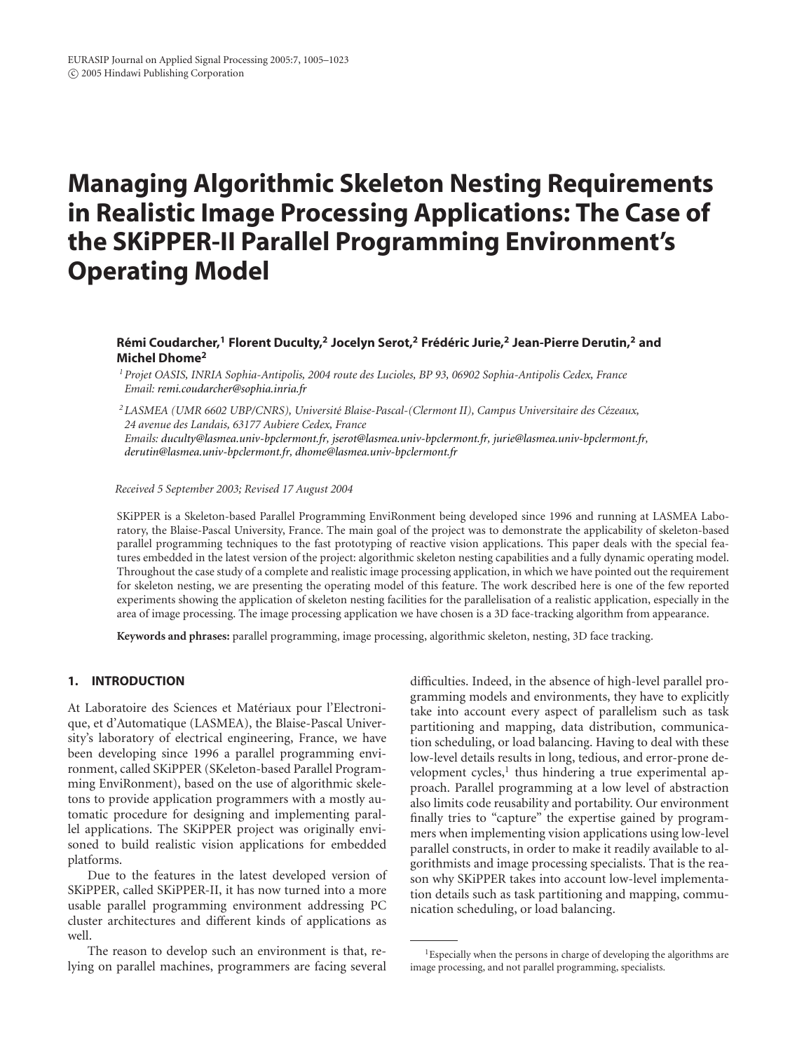# Managing Algorithmic Skeleton Nesting Requirements in Realistic Image Processing Applications: The Case of the SKiPPER-II Parallel Programming Environment's Operating Model

**Rémi Coudarcher,[1] Florent Duculty,[2] Jocelyn Serot,[2] Frédéric Jurie,[2] Jean-Pierre Derutin,[2] and Michel Dhome[2]**

*[1] Projet OASIS, INRIA Sophia-Antipolis, 2004 route des Lucioles, BP 93, 06902 Sophia-Antipolis Cedex, France*
*Email: remi.coudarcher@sophia.inria.fr*

*[2] LASMEA (UMR 6602 UBP/CNRS), Université Blaise-Pascal-(Clermont II), Campus Universitaire des Cézeaux, 24 avenue des Landais, 63177 Aubiere Cedex, France*
*Emails: duculty@lasmea.univ-bpclermont.fr, jserot@lasmea.univ-bpclermont.fr, jurie@lasmea.univ-bpclermont.fr, derutin@lasmea.univ-bpclermont.fr, dhome@lasmea.univ-bpclermont.fr*

*Received 5 September 2003; Revised 17 August 2004*

SKiPPER is a Skeleton-based Parallel Programming EnviRonment being developed since 1996 and running at LASMEA Laboratory, the Blaise-Pascal University, France. The main goal of the project was to demonstrate the applicability of skeleton-based parallel programming techniques to the fast prototyping of reactive vision applications. This paper deals with the special features embedded in the latest version of the project: algorithmic skeleton nesting capabilities and a fully dynamic operating model. Throughout the case study of a complete and realistic image processing application, in which we have pointed out the requirement for skeleton nesting, we are presenting the operating model of this feature. The work described here is one of the few reported experiments showing the application of skeleton nesting facilities for the parallelisation of a realistic application, especially in the area of image processing. The image processing application we have chosen is a 3D face-tracking algorithm from appearance.

**Keywords and phrases:** parallel programming, image processing, algorithmic skeleton, nesting, 3D face tracking.

## 1. INTRODUCTION

At Laboratoire des Sciences et Matériaux pour l'Electronique, et d'Automatique (LASMEA), the Blaise-Pascal University's laboratory of electrical engineering, France, we have been developing since 1996 a parallel programming environment, called SKiPPER (SKeleton-based Parallel Programming EnviRonment), based on the use of algorithmic skeletons to provide application programmers with a mostly automatic procedure for designing and implementing parallel applications. The SKiPPER project was originally envisoned to build realistic vision applications for embedded platforms.

Due to the features in the latest developed version of SKiPPER, called SKiPPER-II, it has now turned into a more usable parallel programming environment addressing PC cluster architectures and different kinds of applications as well.

The reason to develop such an environment is that, relying on parallel machines, programmers are facing several difficulties. Indeed, in the absence of high-level parallel programming models and environments, they have to explicitly take into account every aspect of parallelism such as task partitioning and mapping, data distribution, communication scheduling, or load balancing. Having to deal with these low-level details results in long, tedious, and error-prone development cycles,[1] thus hindering a true experimental approach. Parallel programming at a low level of abstraction also limits code reusability and portability. Our environment finally tries to "capture" the expertise gained by programmers when implementing vision applications using low-level parallel constructs, in order to make it readily available to algorithmists and image processing specialists. That is the reason why SKiPPER takes into account low-level implementation details such as task partitioning and mapping, communication scheduling, or load balancing.

[1] Especially when the persons in charge of developing the algorithms are image processing, and not parallel programming, specialists.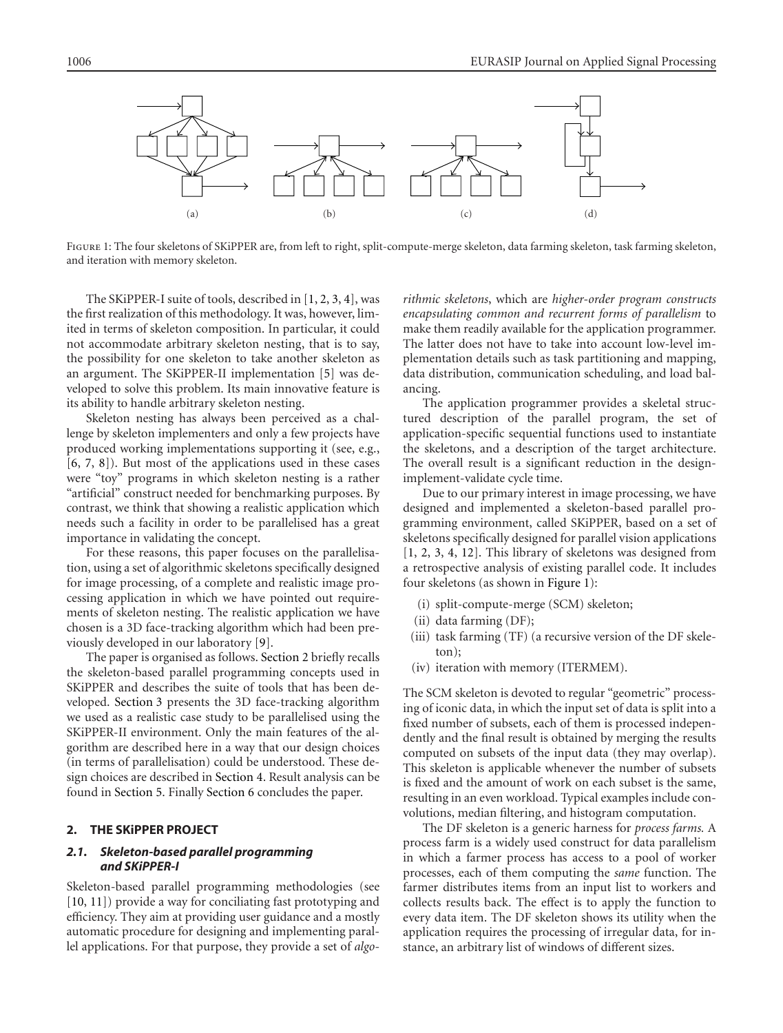(a) (b) (c) (d)

Figure 1: The four skeletons of SKiPPER are, from left to right, split-compute-merge skeleton, data farming skeleton, task farming skeleton, and iteration with memory skeleton.

The SKiPPER-I suite of tools, described in [1, 2, 3, 4], was the first realization of this methodology. It was, however, limited in terms of skeleton composition. In particular, it could not accommodate arbitrary skeleton nesting, that is to say, the possibility for one skeleton to take another skeleton as an argument. The SKiPPER-II implementation [5] was developed to solve this problem. Its main innovative feature is its ability to handle arbitrary skeleton nesting.

Skeleton nesting has always been perceived as a challenge by skeleton implementers and only a few projects have produced working implementations supporting it (see, e.g., [6, 7, 8]). But most of the applications used in these cases were "toy" programs in which skeleton nesting is a rather "artificial" construct needed for benchmarking purposes. By contrast, we think that showing a realistic application which needs such a facility in order to be parallelised has a great importance in validating the concept.

For these reasons, this paper focuses on the parallelisation, using a set of algorithmic skeletons specifically designed for image processing, of a complete and realistic image processing application in which we have pointed out requirements of skeleton nesting. The realistic application we have chosen is a 3D face-tracking algorithm which had been previously developed in our laboratory [9].

The paper is organised as follows. Section 2 briefly recalls the skeleton-based parallel programming concepts used in SKiPPER and describes the suite of tools that has been developed. Section 3 presents the 3D face-tracking algorithm we used as a realistic case study to be parallelised using the SKiPPER-II environment. Only the main features of the algorithm are described here in a way that our design choices (in terms of parallelisation) could be understood. These design choices are described in Section 4. Result analysis can be found in Section 5. Finally Section 6 concludes the paper.

## 2. THE SKiPPER PROJECT

### *2.1. Skeleton-based parallel programming and SKiPPER-I*

Skeleton-based parallel programming methodologies (see [10, 11]) provide a way for conciliating fast prototyping and efficiency. They aim at providing user guidance and a mostly automatic procedure for designing and implementing parallel applications. For that purpose, they provide a set of *algorithmic skeletons*, which are *higher-order program constructs encapsulating common and recurrent forms of parallelism* to make them readily available for the application programmer. The latter does not have to take into account low-level implementation details such as task partitioning and mapping, data distribution, communication scheduling, and load balancing.

The application programmer provides a skeletal structured description of the parallel program, the set of application-specific sequential functions used to instantiate the skeletons, and a description of the target architecture. The overall result is a significant reduction in the design-implement-validate cycle time.

Due to our primary interest in image processing, we have designed and implemented a skeleton-based parallel programming environment, called SKiPPER, based on a set of skeletons specifically designed for parallel vision applications [1, 2, 3, 4, 12]. This library of skeletons was designed from a retrospective analysis of existing parallel code. It includes four skeletons (as shown in Figure 1):

(i) split-compute-merge (SCM) skeleton;
(ii) data farming (DF);
(iii) task farming (TF) (a recursive version of the DF skeleton);
(iv) iteration with memory (ITERMEM).

The SCM skeleton is devoted to regular "geometric" processing of iconic data, in which the input set of data is split into a fixed number of subsets, each of them is processed independently and the final result is obtained by merging the results computed on subsets of the input data (they may overlap). This skeleton is applicable whenever the number of subsets is fixed and the amount of work on each subset is the same, resulting in an even workload. Typical examples include convolutions, median filtering, and histogram computation.

The DF skeleton is a generic harness for *process farms*. A process farm is a widely used construct for data parallelism in which a farmer process has access to a pool of worker processes, each of them computing the *same* function. The farmer distributes items from an input list to workers and collects results back. The effect is to apply the function to every data item. The DF skeleton shows its utility when the application requires the processing of irregular data, for instance, an arbitrary list of windows of different sizes.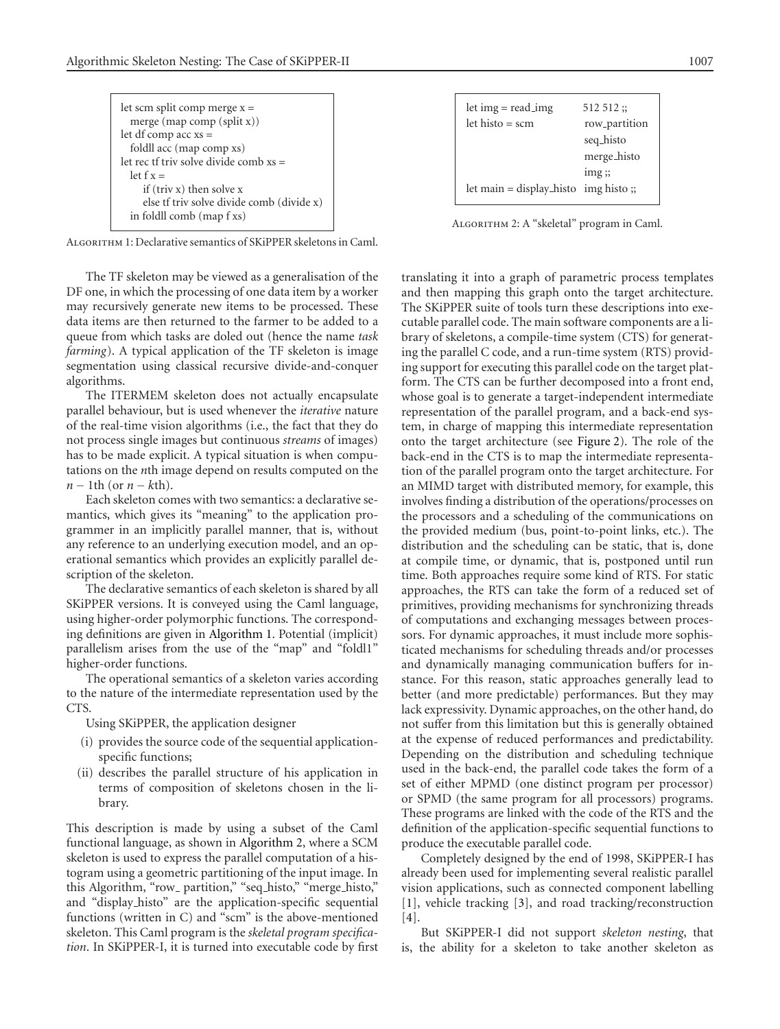```
let scm split comp merge x =
  merge (map comp (split x))
let df comp acc xs =
  foldl1 acc (map comp xs)
let rec tf triv solve divide comb xs =
  let f x =
    if (triv x) then solve x
    else tf triv solve divide comb (divide x)
  in foldl1 comb (map f xs)
```

Algorithm 1: Declarative semantics of SKiPPER skeletons in Caml.

The TF skeleton may be viewed as a generalisation of the DF one, in which the processing of one data item by a worker may recursively generate new items to be processed. These data items are then returned to the farmer to be added to a queue from which tasks are doled out (hence the name *task farming*). A typical application of the TF skeleton is image segmentation using classical recursive divide-and-conquer algorithms.

The ITERMEM skeleton does not actually encapsulate parallel behaviour, but is used whenever the *iterative* nature of the real-time vision algorithms (i.e., the fact that they do not process single images but continuous *streams* of images) has to be made explicit. A typical situation is when computations on the $n$th image depend on results computed on the $n-1$th (or $n-k$th).

Each skeleton comes with two semantics: a declarative semantics, which gives its "meaning" to the application programmer in an implicitly parallel manner, that is, without any reference to an underlying execution model, and an operational semantics which provides an explicitly parallel description of the skeleton.

The declarative semantics of each skeleton is shared by all SKiPPER versions. It is conveyed using the Caml language, using higher-order polymorphic functions. The corresponding definitions are given in Algorithm 1. Potential (implicit) parallelism arises from the use of the "map" and "foldl1" higher-order functions.

The operational semantics of a skeleton varies according to the nature of the intermediate representation used by the CTS.

Using SKiPPER, the application designer

(i) provides the source code of the sequential application-specific functions;

(ii) describes the parallel structure of his application in terms of composition of skeletons chosen in the library.

This description is made by using a subset of the Caml functional language, as shown in Algorithm 2, where a SCM skeleton is used to express the parallel computation of a histogram using a geometric partitioning of the input image. In this Algorithm, "row_ partition," "seq_histo," "merge_histo," and "display_histo" are the application-specific sequential functions (written in C) and "scm" is the above-mentioned skeleton. This Caml program is the *skeletal program specification*. In SKiPPER-I, it is turned into executable code by first translating it into a graph of parametric process templates and then mapping this graph onto the target architecture. The SKiPPER suite of tools turn these descriptions into executable parallel code. The main software components are a library of skeletons, a compile-time system (CTS) for generating the parallel C code, and a run-time system (RTS) providing support for executing this parallel code on the target platform. The CTS can be further decomposed into a front end, whose goal is to generate a target-independent intermediate representation of the parallel program, and a back-end system, in charge of mapping this intermediate representation onto the target architecture (see Figure 2). The role of the back-end in the CTS is to map the intermediate representation of the parallel program onto the target architecture. For an MIMD target with distributed memory, for example, this involves finding a distribution of the operations/processes on the processors and a scheduling of the communications on the provided medium (bus, point-to-point links, etc.). The distribution and the scheduling can be static, that is, done at compile time, or dynamic, that is, postponed until run time. Both approaches require some kind of RTS. For static approaches, the RTS can take the form of a reduced set of primitives, providing mechanisms for synchronizing threads of computations and exchanging messages between processors. For dynamic approaches, it must include more sophisticated mechanisms for scheduling threads and/or processes and dynamically managing communication buffers for instance. For this reason, static approaches generally lead to better (and more predictable) performances. But they may lack expressivity. Dynamic approaches, on the other hand, do not suffer from this limitation but this is generally obtained at the expense of reduced performances and predictability. Depending on the distribution and scheduling technique used in the back-end, the parallel code takes the form of a set of either MPMD (one distinct program per processor) or SPMD (the same program for all processors) programs. These programs are linked with the code of the RTS and the definition of the application-specific sequential functions to produce the executable parallel code.

```
let img = read_img        512 512 ;;
let histo = scm           row_partition
                          seq_histo
                          merge_histo
                          img ;;
let main = display_histo  img histo ;;
```

Algorithm 2: A "skeletal" program in Caml.

Completely designed by the end of 1998, SKiPPER-I has already been used for implementing several realistic parallel vision applications, such as connected component labelling [1], vehicle tracking [3], and road tracking/reconstruction [4].

But SKiPPER-I did not support *skeleton nesting*, that is, the ability for a skeleton to take another skeleton as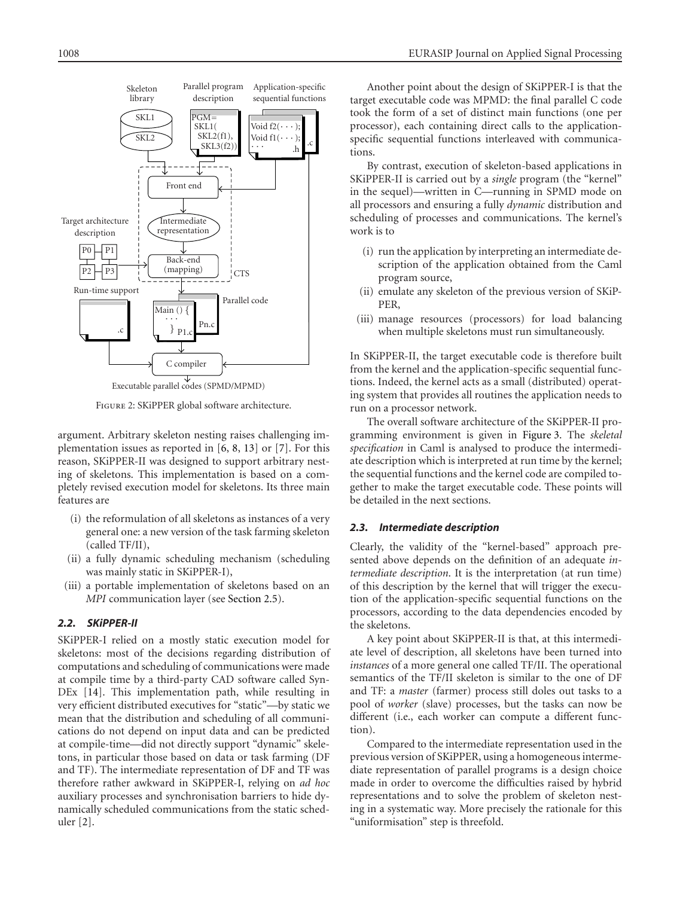Figure 2: SKiPPER global software architecture.

argument. Arbitrary skeleton nesting raises challenging implementation issues as reported in [6, 8, 13] or [7]. For this reason, SKiPPER-II was designed to support arbitrary nesting of skeletons. This implementation is based on a completely revised execution model for skeletons. Its three main features are

- (i) the reformulation of all skeletons as instances of a very general one: a new version of the task farming skeleton (called TF/II),
- (ii) a fully dynamic scheduling mechanism (scheduling was mainly static in SKiPPER-I),
- (iii) a portable implementation of skeletons based on an *MPI* communication layer (see Section 2.5).

### *2.2. SKiPPER-II*

SKiPPER-I relied on a mostly static execution model for skeletons: most of the decisions regarding distribution of computations and scheduling of communications were made at compile time by a third-party CAD software called SynDEx [14]. This implementation path, while resulting in very efficient distributed executives for "static"—by static we mean that the distribution and scheduling of all communications do not depend on input data and can be predicted at compile-time—did not directly support "dynamic" skeletons, in particular those based on data or task farming (DF and TF). The intermediate representation of DF and TF was therefore rather awkward in SKiPPER-I, relying on *ad hoc* auxiliary processes and synchronisation barriers to hide dynamically scheduled communications from the static scheduler [2].

Another point about the design of SKiPPER-I is that the target executable code was MPMD: the final parallel C code took the form of a set of distinct main functions (one per processor), each containing direct calls to the application-specific sequential functions interleaved with communications.

By contrast, execution of skeleton-based applications in SKiPPER-II is carried out by a *single* program (the "kernel" in the sequel)—written in C—running in SPMD mode on all processors and ensuring a fully *dynamic* distribution and scheduling of processes and communications. The kernel's work is to

- (i) run the application by interpreting an intermediate description of the application obtained from the Caml program source,
- (ii) emulate any skeleton of the previous version of SKiPPER,
- (iii) manage resources (processors) for load balancing when multiple skeletons must run simultaneously.

In SKiPPER-II, the target executable code is therefore built from the kernel and the application-specific sequential functions. Indeed, the kernel acts as a small (distributed) operating system that provides all routines the application needs to run on a processor network.

The overall software architecture of the SKiPPER-II programming environment is given in Figure 3. The *skeletal specification* in Caml is analysed to produce the intermediate description which is interpreted at run time by the kernel; the sequential functions and the kernel code are compiled together to make the target executable code. These points will be detailed in the next sections.

### *2.3. Intermediate description*

Clearly, the validity of the "kernel-based" approach presented above depends on the definition of an adequate *intermediate description*. It is the interpretation (at run time) of this description by the kernel that will trigger the execution of the application-specific sequential functions on the processors, according to the data dependencies encoded by the skeletons.

A key point about SKiPPER-II is that, at this intermediate level of description, all skeletons have been turned into *instances* of a more general one called TF/II. The operational semantics of the TF/II skeleton is similar to the one of DF and TF: a *master* (farmer) process still doles out tasks to a pool of *worker* (slave) processes, but the tasks can now be different (i.e., each worker can compute a different function).

Compared to the intermediate representation used in the previous version of SKiPPER, using a homogeneous intermediate representation of parallel programs is a design choice made in order to overcome the difficulties raised by hybrid representations and to solve the problem of skeleton nesting in a systematic way. More precisely the rationale for this "uniformisation" step is threefold.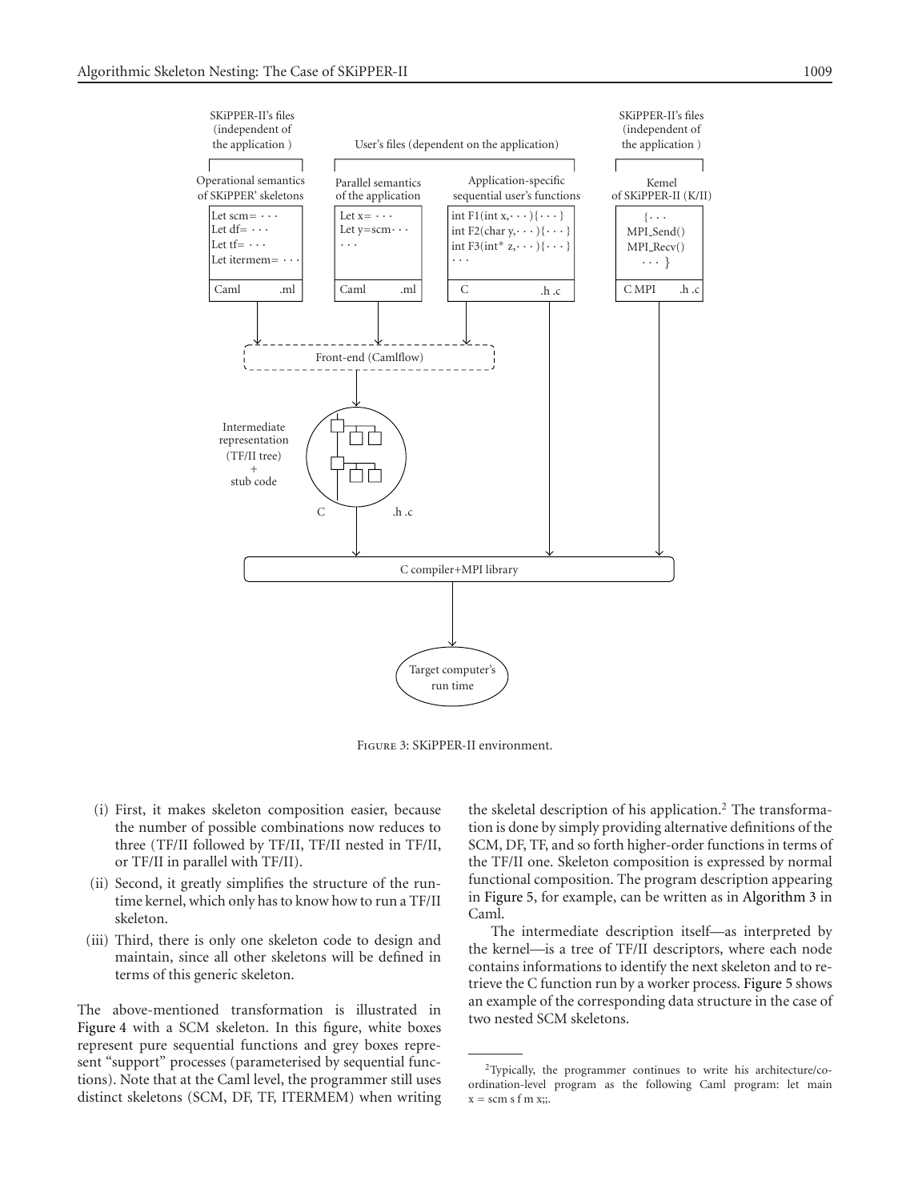Figure 3: SKiPPER-II environment.

(i) First, it makes skeleton composition easier, because the number of possible combinations now reduces to three (TF/II followed by TF/II, TF/II nested in TF/II, or TF/II in parallel with TF/II).

(ii) Second, it greatly simplifies the structure of the runtime kernel, which only has to know how to run a TF/II skeleton.

(iii) Third, there is only one skeleton code to design and maintain, since all other skeletons will be defined in terms of this generic skeleton.

The above-mentioned transformation is illustrated in Figure 4 with a SCM skeleton. In this figure, white boxes represent pure sequential functions and grey boxes represent "support" processes (parameterised by sequential functions). Note that at the Caml level, the programmer still uses distinct skeletons (SCM, DF, TF, ITERMEM) when writing the skeletal description of his application.[2] The transformation is done by simply providing alternative definitions of the SCM, DF, TF, and so forth higher-order functions in terms of the TF/II one. Skeleton composition is expressed by normal functional composition. The program description appearing in Figure 5, for example, can be written as in Algorithm 3 in Caml.

The intermediate description itself—as interpreted by the kernel—is a tree of TF/II descriptors, where each node contains informations to identify the next skeleton and to retrieve the C function run by a worker process. Figure 5 shows an example of the corresponding data structure in the case of two nested SCM skeletons.

[2] Typically, the programmer continues to write his architecture/coordination-level program as the following Caml program: let main x = scm s f m x;;.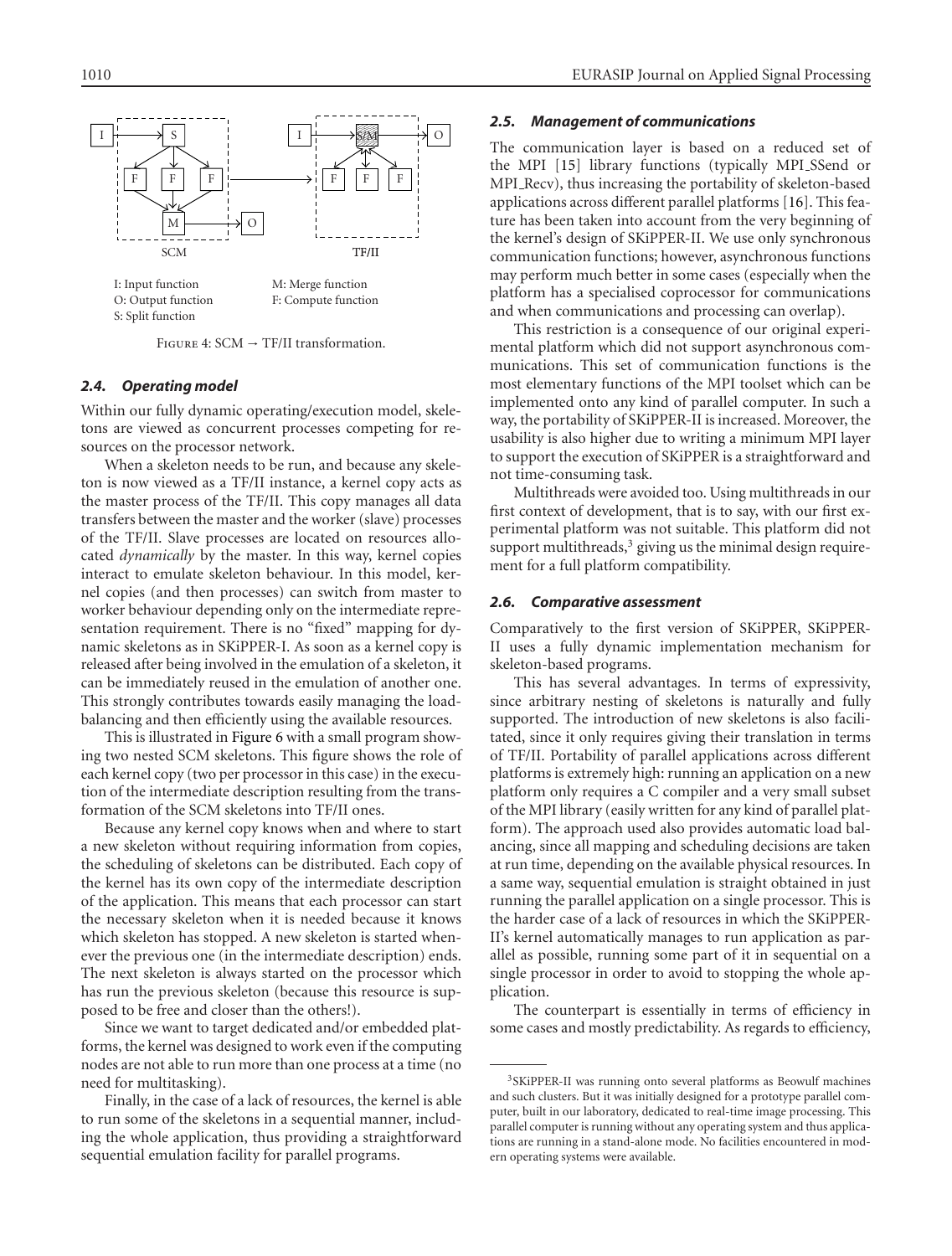I: Input function
O: Output function
S: Split function
M: Merge function
F: Compute function

Figure 4: SCM → TF/II transformation.

### 2.4. Operating model

Within our fully dynamic operating/execution model, skeletons are viewed as concurrent processes competing for resources on the processor network.

When a skeleton needs to be run, and because any skeleton is now viewed as a TF/II instance, a kernel copy acts as the master process of the TF/II. This copy manages all data transfers between the master and the worker (slave) processes of the TF/II. Slave processes are located on resources allocated *dynamically* by the master. In this way, kernel copies interact to emulate skeleton behaviour. In this model, kernel copies (and then processes) can switch from master to worker behaviour depending only on the intermediate representation requirement. There is no "fixed" mapping for dynamic skeletons as in SKiPPER-I. As soon as a kernel copy is released after being involved in the emulation of a skeleton, it can be immediately reused in the emulation of another one. This strongly contributes towards easily managing the load-balancing and then efficiently using the available resources.

This is illustrated in Figure 6 with a small program showing two nested SCM skeletons. This figure shows the role of each kernel copy (two per processor in this case) in the execution of the intermediate description resulting from the transformation of the SCM skeletons into TF/II ones.

Because any kernel copy knows when and where to start a new skeleton without requiring information from copies, the scheduling of skeletons can be distributed. Each copy of the kernel has its own copy of the intermediate description of the application. This means that each processor can start the necessary skeleton when it is needed because it knows which skeleton has stopped. A new skeleton is started whenever the previous one (in the intermediate description) ends. The next skeleton is always started on the processor which has run the previous skeleton (because this resource is supposed to be free and closer than the others!).

Since we want to target dedicated and/or embedded platforms, the kernel was designed to work even if the computing nodes are not able to run more than one process at a time (no need for multitasking).

Finally, in the case of a lack of resources, the kernel is able to run some of the skeletons in a sequential manner, including the whole application, thus providing a straightforward sequential emulation facility for parallel programs.

### 2.5. Management of communications

The communication layer is based on a reduced set of the MPI [15] library functions (typically MPI_SSend or MPI_Recv), thus increasing the portability of skeleton-based applications across different parallel platforms [16]. This feature has been taken into account from the very beginning of the kernel's design of SKiPPER-II. We use only synchronous communication functions; however, asynchronous functions may perform much better in some cases (especially when the platform has a specialised coprocessor for communications and when communications and processing can overlap).

This restriction is a consequence of our original experimental platform which did not support asynchronous communications. This set of communication functions is the most elementary functions of the MPI toolset which can be implemented onto any kind of parallel computer. In such a way, the portability of SKiPPER-II is increased. Moreover, the usability is also higher due to writing a minimum MPI layer to support the execution of SKiPPER is a straightforward and not time-consuming task.

Multithreads were avoided too. Using multithreads in our first context of development, that is to say, with our first experimental platform was not suitable. This platform did not support multithreads,[3] giving us the minimal design requirement for a full platform compatibility.

### 2.6. Comparative assessment

Comparatively to the first version of SKiPPER, SKiPPER-II uses a fully dynamic implementation mechanism for skeleton-based programs.

This has several advantages. In terms of expressivity, since arbitrary nesting of skeletons is naturally and fully supported. The introduction of new skeletons is also facilitated, since it only requires giving their translation in terms of TF/II. Portability of parallel applications across different platforms is extremely high: running an application on a new platform only requires a C compiler and a very small subset of the MPI library (easily written for any kind of parallel platform). The approach used also provides automatic load balancing, since all mapping and scheduling decisions are taken at run time, depending on the available physical resources. In a same way, sequential emulation is straight obtained in just running the parallel application on a single processor. This is the harder case of a lack of resources in which the SKiPPER-II's kernel automatically manages to run application as parallel as possible, running some part of it in sequential on a single processor in order to avoid to stopping the whole application.

The counterpart is essentially in terms of efficiency in some cases and mostly predictability. As regards to efficiency,

---

[3] SKiPPER-II was running onto several platforms as Beowulf machines and such clusters. But it was initially designed for a prototype parallel computer, built in our laboratory, dedicated to real-time image processing. This parallel computer is running without any operating system and thus applications are running in a stand-alone mode. No facilities encountered in modern operating systems were available.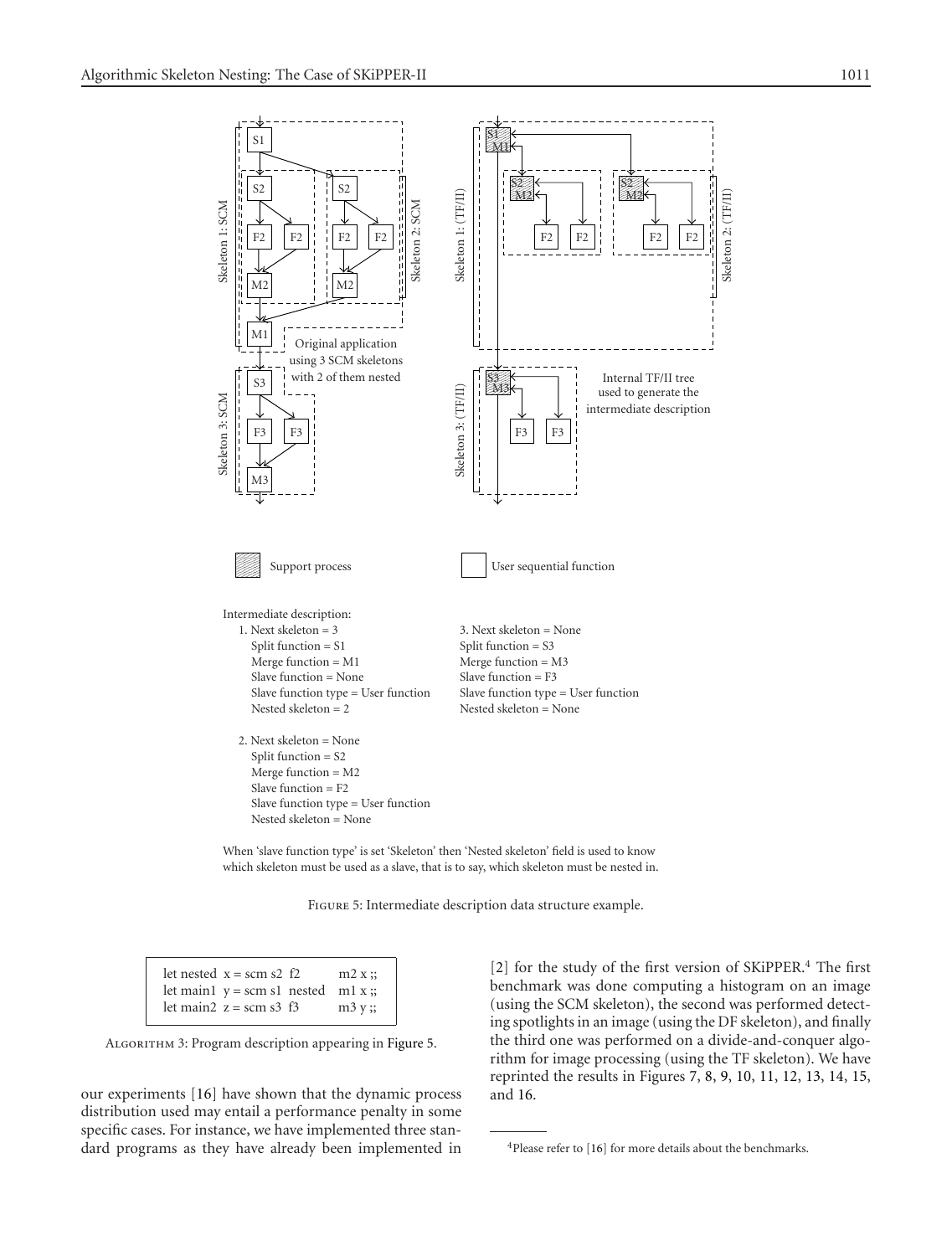Intermediate description:

1. Next skeleton = 3
   Split function = S1
   Merge function = M1
   Slave function = None
   Slave function type = User function
   Nested skeleton = 2

2. Next skeleton = None
   Split function = S2
   Merge function = M2
   Slave function = F2
   Slave function type = User function
   Nested skeleton = None

3. Next skeleton = None
   Split function = S3
   Merge function = M3
   Slave function = F3
   Slave function type = User function
   Nested skeleton = None

When 'slave function type' is set 'Skeleton' then 'Nested skeleton' field is used to know which skeleton must be used as a slave, that is to say, which skeleton must be nested in.

Figure 5: Intermediate description data structure example.

```
let nested  x = scm s2  f2          m2 x ;;
let main1  y = scm s1  nested   m1 x ;;
let main2  z = scm s3  f3          m3 y ;;
```

Algorithm 3: Program description appearing in Figure 5.

our experiments [16] have shown that the dynamic process distribution used may entail a performance penalty in some specific cases. For instance, we have implemented three standard programs as they have already been implemented in [2] for the study of the first version of SKiPPER.[4] The first benchmark was done computing a histogram on an image (using the SCM skeleton), the second was performed detecting spotlights in an image (using the DF skeleton), and finally the third one was performed on a divide-and-conquer algorithm for image processing (using the TF skeleton). We have reprinted the results in Figures 7, 8, 9, 10, 11, 12, 13, 14, 15, and 16.

[4] Please refer to [16] for more details about the benchmarks.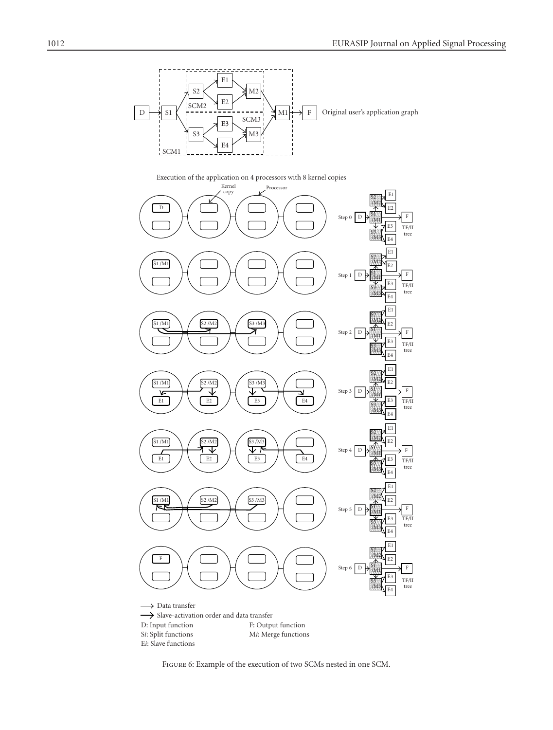Figure 6: Example of the execution of two SCMs nested in one SCM.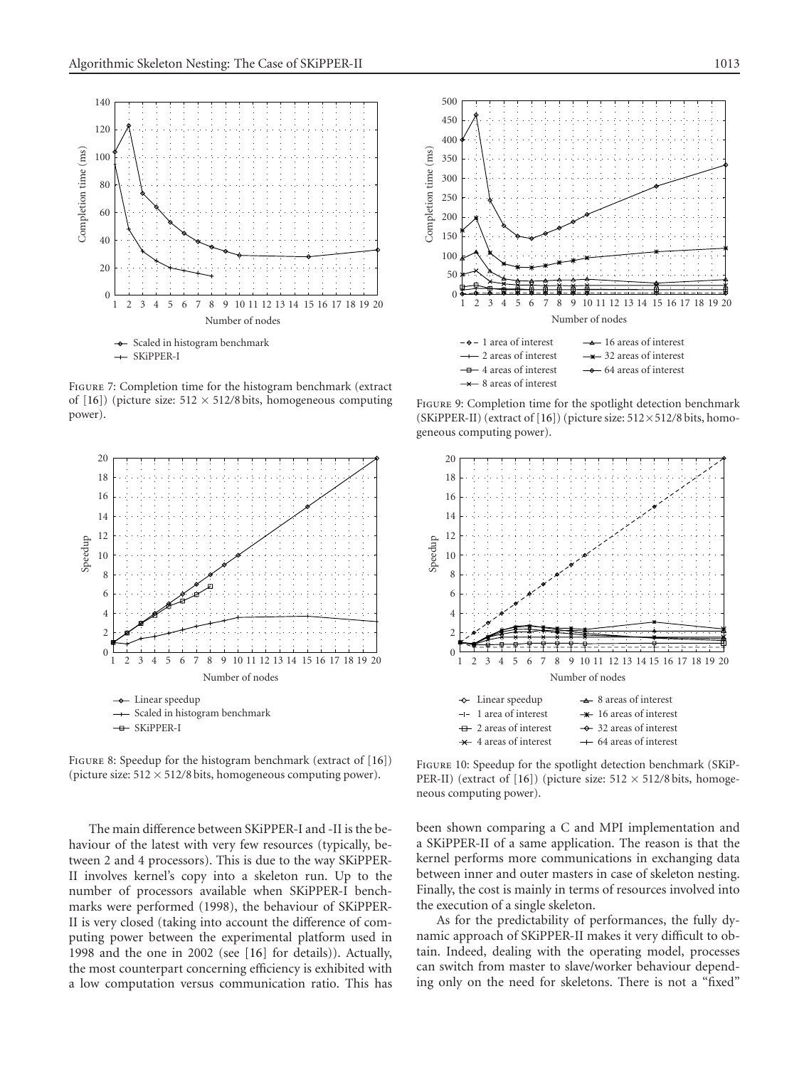Figure 7: Completion time for the histogram benchmark (extract of [16]) (picture size: 512 × 512/8 bits, homogeneous computing power).

Figure 8: Speedup for the histogram benchmark (extract of [16]) (picture size: 512 × 512/8 bits, homogeneous computing power).

Figure 9: Completion time for the spotlight detection benchmark (SKiPPER-II) (extract of [16]) (picture size: 512×512/8 bits, homogeneous computing power).

Figure 10: Speedup for the spotlight detection benchmark (SKiPPER-II) (extract of [16]) (picture size: 512 × 512/8 bits, homogeneous computing power).

The main difference between SKiPPER-I and -II is the behaviour of the latest with very few resources (typically, between 2 and 4 processors). This is due to the way SKiPPER-II involves kernel's copy into a skeleton run. Up to the number of processors available when SKiPPER-I benchmarks were performed (1998), the behaviour of SKiPPER-II is very closed (taking into account the difference of computing power between the experimental platform used in 1998 and the one in 2002 (see [16] for details)). Actually, the most counterpart concerning efficiency is exhibited with a low computation versus communication ratio. This has been shown comparing a C and MPI implementation and a SKiPPER-II of a same application. The reason is that the kernel performs more communications in exchanging data between inner and outer masters in case of skeleton nesting. Finally, the cost is mainly in terms of resources involved into the execution of a single skeleton.

As for the predictability of performances, the fully dynamic approach of SKiPPER-II makes it very difficult to obtain. Indeed, dealing with the operating model, processes can switch from master to slave/worker behaviour depending only on the need for skeletons. There is not a "fixed"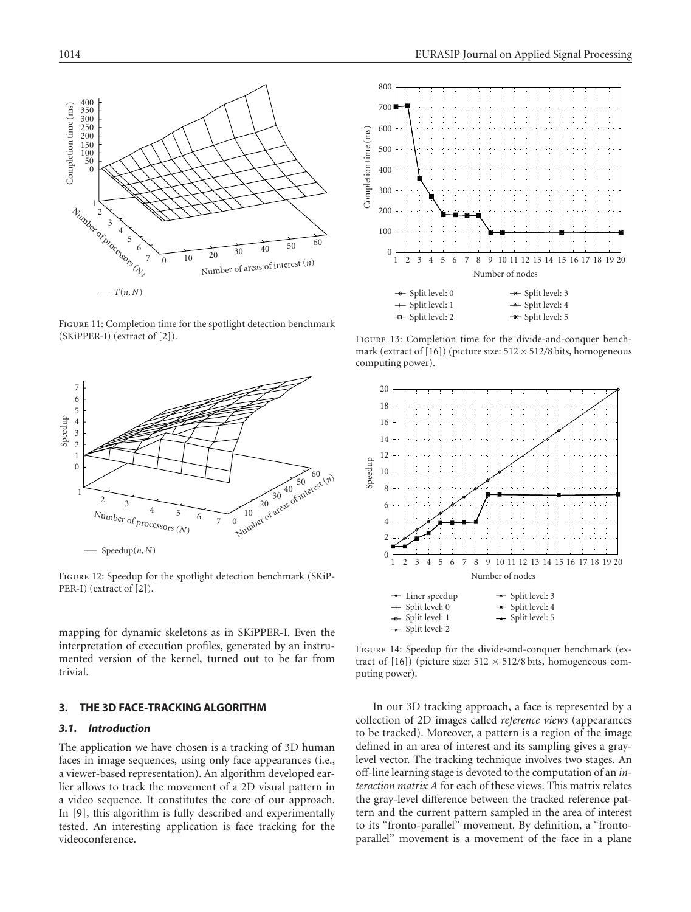Figure 11: Completion time for the spotlight detection benchmark (SKiPPER-I) (extract of [2]).

Figure 12: Speedup for the spotlight detection benchmark (SKiPPER-I) (extract of [2]).

mapping for dynamic skeletons as in SKiPPER-I. Even the interpretation of execution profiles, generated by an instrumented version of the kernel, turned out to be far from trivial.

Figure 13: Completion time for the divide-and-conquer benchmark (extract of [16]) (picture size: $512 \times 512/8$ bits, homogeneous computing power).

Figure 14: Speedup for the divide-and-conquer benchmark (extract of [16]) (picture size: $512 \times 512/8$ bits, homogeneous computing power).

## 3. THE 3D FACE-TRACKING ALGORITHM

### 3.1. Introduction

The application we have chosen is a tracking of 3D human faces in image sequences, using only face appearances (i.e., a viewer-based representation). An algorithm developed earlier allows to track the movement of a 2D visual pattern in a video sequence. It constitutes the core of our approach. In [9], this algorithm is fully described and experimentally tested. An interesting application is face tracking for the videoconference.

In our 3D tracking approach, a face is represented by a collection of 2D images called *reference views* (appearances to be tracked). Moreover, a pattern is a region of the image defined in an area of interest and its sampling gives a gray-level vector. The tracking technique involves two stages. An off-line learning stage is devoted to the computation of an *interaction matrix A* for each of these views. This matrix relates the gray-level difference between the tracked reference pattern and the current pattern sampled in the area of interest to its "fronto-parallel" movement. By definition, a "fronto-parallel" movement is a movement of the face in a plane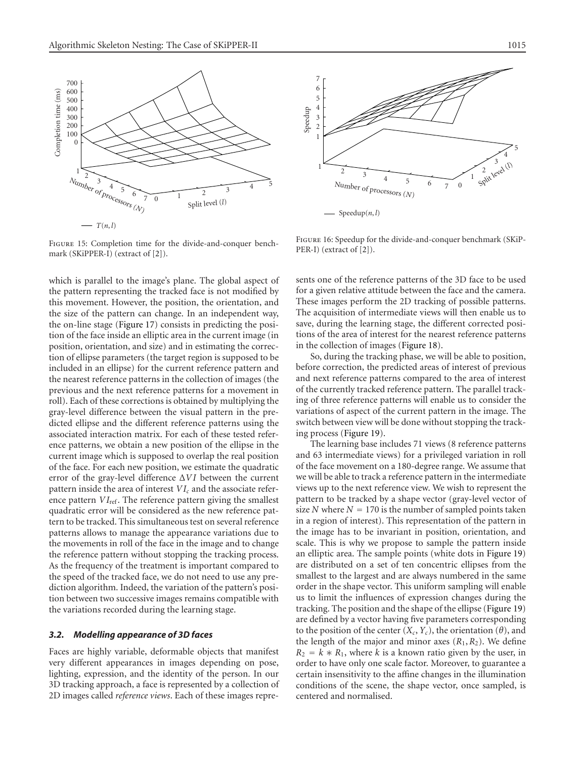Figure 15: Completion time for the divide-and-conquer benchmark (SKiPPER-I) (extract of [2]).

Figure 16: Speedup for the divide-and-conquer benchmark (SKiPPER-I) (extract of [2]).

which is parallel to the image's plane. The global aspect of the pattern representing the tracked face is not modified by this movement. However, the position, the orientation, and the size of the pattern can change. In an independent way, the on-line stage (Figure 17) consists in predicting the position of the face inside an elliptic area in the current image (in position, orientation, and size) and in estimating the correction of ellipse parameters (the target region is supposed to be included in an ellipse) for the current reference pattern and the nearest reference patterns in the collection of images (the previous and the next reference patterns for a movement in roll). Each of these corrections is obtained by multiplying the gray-level difference between the visual pattern in the predicted ellipse and the different reference patterns using the associated interaction matrix. For each of these tested reference patterns, we obtain a new position of the ellipse in the current image which is supposed to overlap the real position of the face. For each new position, we estimate the quadratic error of the gray-level difference $\Delta VI$ between the current pattern inside the area of interest $VI_c$ and the associate reference pattern $VI_{\text{ref}}$. The reference pattern giving the smallest quadratic error will be considered as the new reference pattern to be tracked. This simultaneous test on several reference patterns allows to manage the appearance variations due to the movements in roll of the face in the image and to change the reference pattern without stopping the tracking process. As the frequency of the treatment is important compared to the speed of the tracked face, we do not need to use any prediction algorithm. Indeed, the variation of the pattern's position between two successive images remains compatible with the variations recorded during the learning stage.

### 3.2. Modelling appearance of 3D faces

Faces are highly variable, deformable objects that manifest very different appearances in images depending on pose, lighting, expression, and the identity of the person. In our 3D tracking approach, a face is represented by a collection of 2D images called *reference views*. Each of these images represents one of the reference patterns of the 3D face to be used for a given relative attitude between the face and the camera. These images perform the 2D tracking of possible patterns. The acquisition of intermediate views will then enable us to save, during the learning stage, the different corrected positions of the area of interest for the nearest reference patterns in the collection of images (Figure 18).

So, during the tracking phase, we will be able to position, before correction, the predicted areas of interest of previous and next reference patterns compared to the area of interest of the currently tracked reference pattern. The parallel tracking of three reference patterns will enable us to consider the variations of aspect of the current pattern in the image. The switch between view will be done without stopping the tracking process (Figure 19).

The learning base includes 71 views (8 reference patterns and 63 intermediate views) for a privileged variation in roll of the face movement on a 180-degree range. We assume that we will be able to track a reference pattern in the intermediate views up to the next reference view. We wish to represent the pattern to be tracked by a shape vector (gray-level vector of size $N$ where $N = 170$ is the number of sampled points taken in a region of interest). This representation of the pattern in the image has to be invariant in position, orientation, and scale. This is why we propose to sample the pattern inside an elliptic area. The sample points (white dots in Figure 19) are distributed on a set of ten concentric ellipses from the smallest to the largest and are always numbered in the same order in the shape vector. This uniform sampling will enable us to limit the influences of expression changes during the tracking. The position and the shape of the ellipse (Figure 19) are defined by a vector having five parameters corresponding to the position of the center $(X_c, Y_c)$, the orientation $(\theta)$, and the length of the major and minor axes $(R_1, R_2)$. We define $R_2 = k * R_1$, where $k$ is a known ratio given by the user, in order to have only one scale factor. Moreover, to guarantee a certain insensitivity to the affine changes in the illumination conditions of the scene, the shape vector, once sampled, is centered and normalised.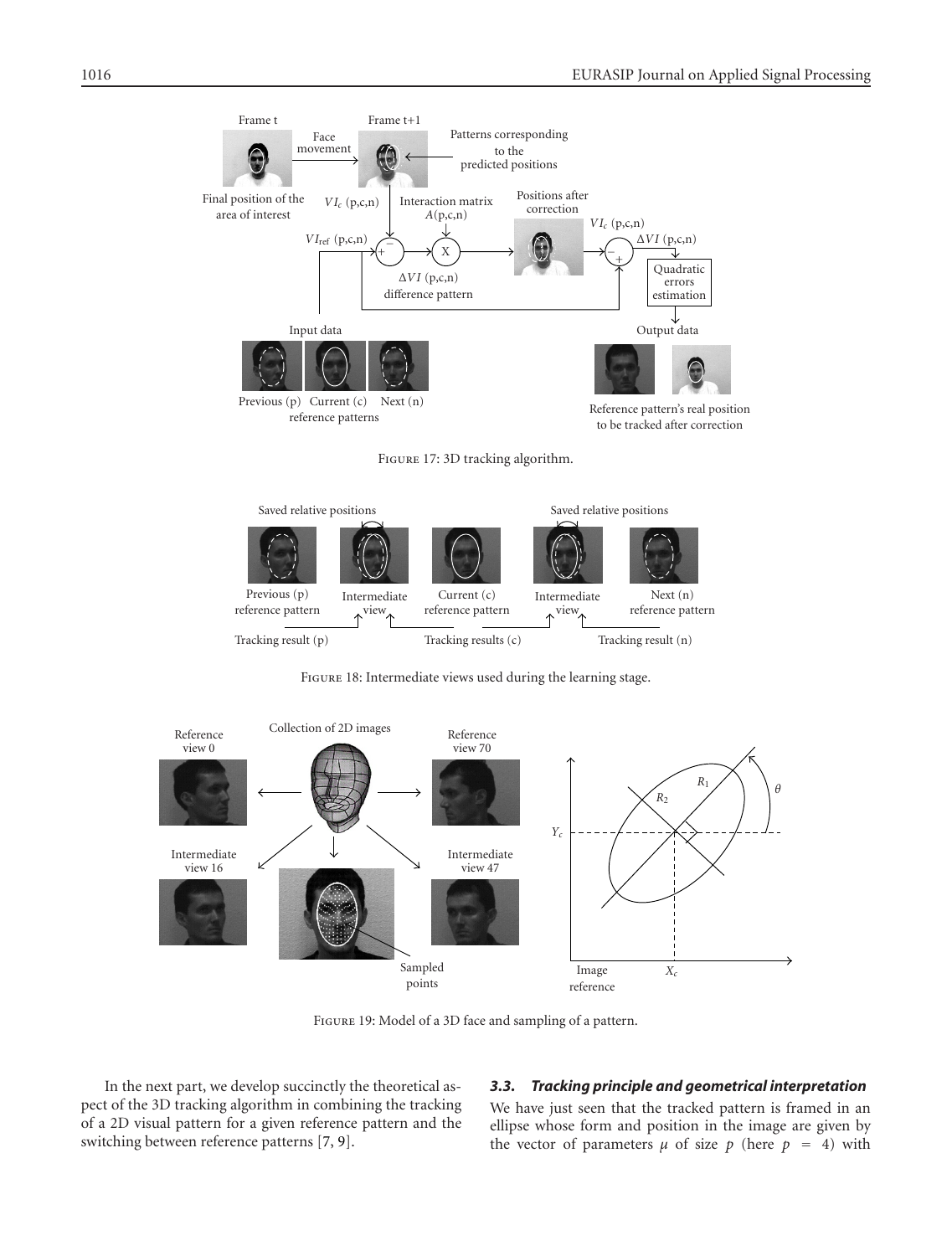Figure 17: 3D tracking algorithm.

Figure 18: Intermediate views used during the learning stage.

Figure 19: Model of a 3D face and sampling of a pattern.

In the next part, we develop succinctly the theoretical aspect of the 3D tracking algorithm in combining the tracking of a 2D visual pattern for a given reference pattern and the switching between reference patterns [7, 9].

### 3.3. Tracking principle and geometrical interpretation

We have just seen that the tracked pattern is framed in an ellipse whose form and position in the image are given by the vector of parameters $\mu$ of size $p$ (here $p = 4$) with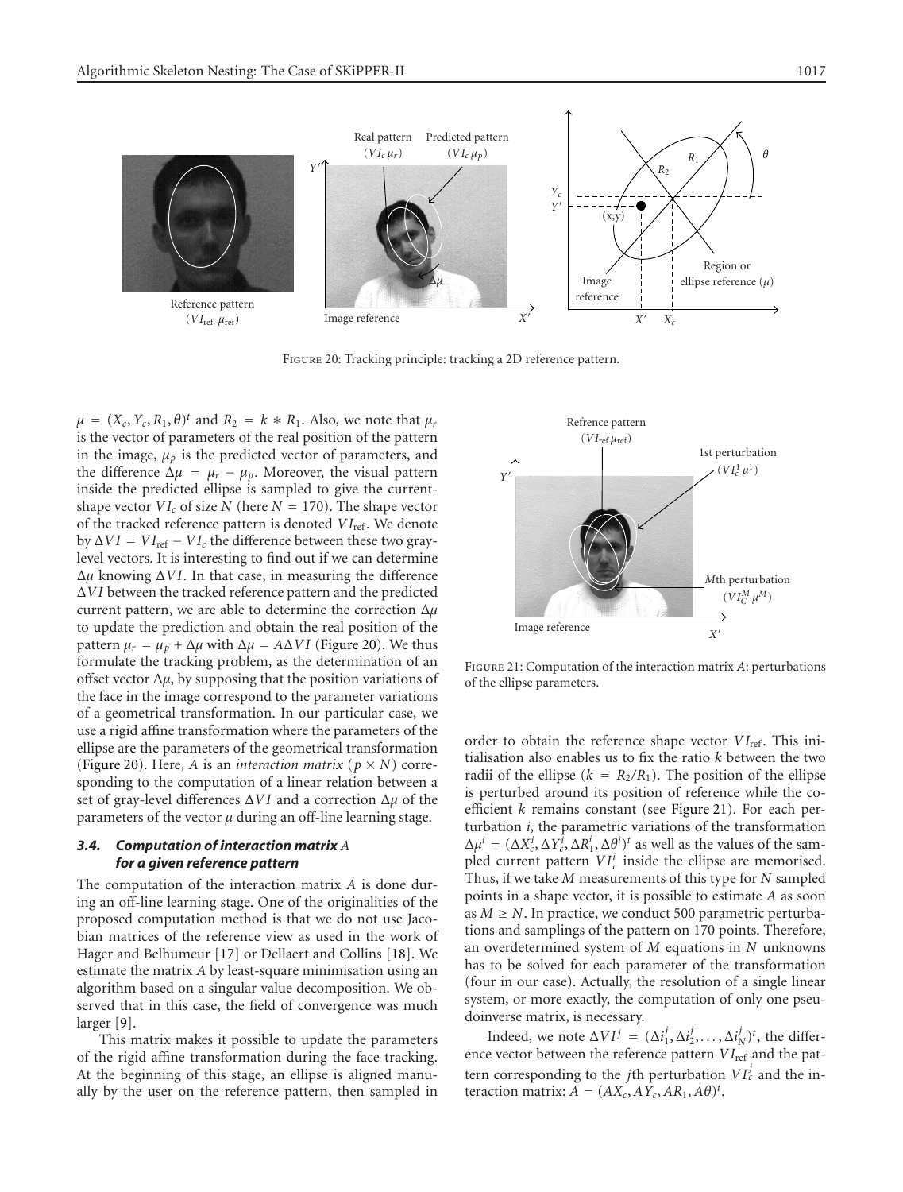Figure 20: Tracking principle: tracking a 2D reference pattern.

$\mu = (X_c, Y_c, R_1, \theta)^t$ and $R_2 = k * R_1$. Also, we note that $\mu_r$ is the vector of parameters of the real position of the pattern in the image, $\mu_p$ is the predicted vector of parameters, and the difference $\Delta\mu = \mu_r - \mu_p$. Moreover, the visual pattern inside the predicted ellipse is sampled to give the current-shape vector $VI_c$ of size $N$ (here $N = 170$). The shape vector of the tracked reference pattern is denoted $VI_{\text{ref}}$. We denote by $\Delta VI = VI_{\text{ref}} - VI_c$ the difference between these two gray-level vectors. It is interesting to find out if we can determine $\Delta\mu$ knowing $\Delta VI$. In that case, in measuring the difference $\Delta VI$ between the tracked reference pattern and the predicted current pattern, we are able to determine the correction $\Delta\mu$ to update the prediction and obtain the real position of the pattern $\mu_r = \mu_p + \Delta\mu$ with $\Delta\mu = A\Delta VI$ (Figure 20). We thus formulate the tracking problem, as the determination of an offset vector $\Delta\mu$, by supposing that the position variations of the face in the image correspond to the parameter variations of a geometrical transformation. In our particular case, we use a rigid affine transformation where the parameters of the ellipse are the parameters of the geometrical transformation (Figure 20). Here, $A$ is an *interaction matrix* ($p \times N$) corresponding to the computation of a linear relation between a set of gray-level differences $\Delta VI$ and a correction $\Delta\mu$ of the parameters of the vector $\mu$ during an off-line learning stage.

### 3.4. Computation of interaction matrix $A$ for a given reference pattern

The computation of the interaction matrix $A$ is done during an off-line learning stage. One of the originalities of the proposed computation method is that we do not use Jacobian matrices of the reference view as used in the work of Hager and Belhumeur [17] or Dellaert and Collins [18]. We estimate the matrix $A$ by least-square minimisation using an algorithm based on a singular value decomposition. We observed that in this case, the field of convergence was much larger [9].

This matrix makes it possible to update the parameters of the rigid affine transformation during the face tracking. At the beginning of this stage, an ellipse is aligned manually by the user on the reference pattern, then sampled in order to obtain the reference shape vector $VI_{\text{ref}}$. This initialisation also enables us to fix the ratio $k$ between the two radii of the ellipse ($k = R_2/R_1$). The position of the ellipse is perturbed around its position of reference while the coefficient $k$ remains constant (see Figure 21). For each perturbation $i$, the parametric variations of the transformation $\Delta\mu^i = (\Delta X_c^i, \Delta Y_c^i, \Delta R_1^i, \Delta\theta^i)^t$ as well as the values of the sampled current pattern $VI_c^i$ inside the ellipse are memorised. Thus, if we take $M$ measurements of this type for $N$ sampled points in a shape vector, it is possible to estimate $A$ as soon as $M \geq N$. In practice, we conduct 500 parametric perturbations and samplings of the pattern on 170 points. Therefore, an overdetermined system of $M$ equations in $N$ unknowns has to be solved for each parameter of the transformation (four in our case). Actually, the resolution of a single linear system, or more exactly, the computation of only one pseudoinverse matrix, is necessary.

Figure 21: Computation of the interaction matrix $A$: perturbations of the ellipse parameters.

Indeed, we note $\Delta VI^j = (\Delta i_1^j, \Delta i_2^j, \ldots, \Delta i_N^j)^t$, the difference vector between the reference pattern $VI_{\text{ref}}$ and the pattern corresponding to the $j$th perturbation $VI_c^j$ and the interaction matrix: $A = (AX_c, AY_c, AR_1, A\theta)^t$.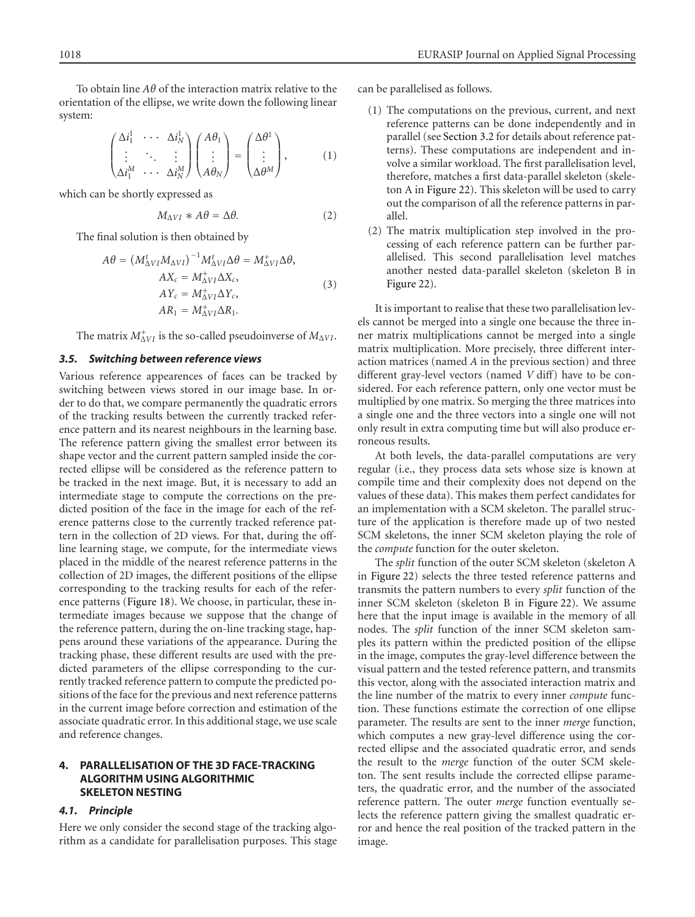To obtain line $A\theta$ of the interaction matrix relative to the orientation of the ellipse, we write down the following linear system:

$$\begin{pmatrix} \Delta i_1^1 & \cdots & \Delta i_N^1 \\ \vdots & \ddots & \vdots \\ \Delta i_1^M & \cdots & \Delta i_N^M \end{pmatrix} \begin{pmatrix} A\theta_1 \\ \vdots \\ A\theta_N \end{pmatrix} = \begin{pmatrix} \Delta\theta^1 \\ \vdots \\ \Delta\theta^M \end{pmatrix}, \tag{1}$$

which can be shortly expressed as

$$M_{\Delta VI} * A\theta = \Delta\theta. \tag{2}$$

The final solution is then obtained by

$$\begin{aligned} A\theta &= \left(M_{\Delta VI}^t M_{\Delta VI}\right)^{-1} M_{\Delta VI}^t \Delta\theta = M_{\Delta VI}^+ \Delta\theta, \\ AX_c &= M_{\Delta VI}^+ \Delta X_c, \\ AY_c &= M_{\Delta VI}^+ \Delta Y_c, \\ AR_1 &= M_{\Delta VI}^+ \Delta R_1. \end{aligned} \tag{3}$$

The matrix $M_{\Delta VI}^+$ is the so-called pseudoinverse of $M_{\Delta VI}$.

### 3.5. Switching between reference views

Various reference appearences of faces can be tracked by switching between views stored in our image base. In order to do that, we compare permanently the quadratic errors of the tracking results between the currently tracked reference pattern and its nearest neighbours in the learning base. The reference pattern giving the smallest error between its shape vector and the current pattern sampled inside the corrected ellipse will be considered as the reference pattern to be tracked in the next image. But, it is necessary to add an intermediate stage to compute the corrections on the predicted position of the face in the image for each of the reference patterns close to the currently tracked reference pattern in the collection of 2D views. For that, during the off-line learning stage, we compute, for the intermediate views placed in the middle of the nearest reference patterns in the collection of 2D images, the different positions of the ellipse corresponding to the tracking results for each of the reference patterns (Figure 18). We choose, in particular, these intermediate images because we suppose that the change of the reference pattern, during the on-line tracking stage, happens around these variations of the appearance. During the tracking phase, these different results are used with the predicted parameters of the ellipse corresponding to the currently tracked reference pattern to compute the predicted positions of the face for the previous and next reference patterns in the current image before correction and estimation of the associate quadratic error. In this additional stage, we use scale and reference changes.

## 4. PARALLELISATION OF THE 3D FACE-TRACKING ALGORITHM USING ALGORITHMIC SKELETON NESTING

### 4.1. Principle

Here we only consider the second stage of the tracking algorithm as a candidate for parallelisation purposes. This stage can be parallelised as follows.

(1) The computations on the previous, current, and next reference patterns can be done independently and in parallel (see Section 3.2 for details about reference patterns). These computations are independent and involve a similar workload. The first parallelisation level, therefore, matches a first data-parallel skeleton (skeleton A in Figure 22). This skeleton will be used to carry out the comparison of all the reference patterns in parallel.

(2) The matrix multiplication step involved in the processing of each reference pattern can be further parallelised. This second parallelisation level matches another nested data-parallel skeleton (skeleton B in Figure 22).

It is important to realise that these two parallelisation levels cannot be merged into a single one because the three inner matrix multiplications cannot be merged into a single matrix multiplication. More precisely, three different interaction matrices (named $A$ in the previous section) and three different gray-level vectors (named $V$ diff) have to be considered. For each reference pattern, only one vector must be multiplied by one matrix. So merging the three matrices into a single one and the three vectors into a single one will not only result in extra computing time but will also produce erroneous results.

At both levels, the data-parallel computations are very regular (i.e., they process data sets whose size is known at compile time and their complexity does not depend on the values of these data). This makes them perfect candidates for an implementation with a SCM skeleton. The parallel structure of the application is therefore made up of two nested SCM skeletons, the inner SCM skeleton playing the role of the *compute* function for the outer skeleton.

The *split* function of the outer SCM skeleton (skeleton A in Figure 22) selects the three tested reference patterns and transmits the pattern numbers to every *split* function of the inner SCM skeleton (skeleton B in Figure 22). We assume here that the input image is available in the memory of all nodes. The *split* function of the inner SCM skeleton samples its pattern within the predicted position of the ellipse in the image, computes the gray-level difference between the visual pattern and the tested reference pattern, and transmits this vector, along with the associated interaction matrix and the line number of the matrix to every inner *compute* function. These functions estimate the correction of one ellipse parameter. The results are sent to the inner *merge* function, which computes a new gray-level difference using the corrected ellipse and the associated quadratic error, and sends the result to the *merge* function of the outer SCM skeleton. The sent results include the corrected ellipse parameters, the quadratic error, and the number of the associated reference pattern. The outer *merge* function eventually selects the reference pattern giving the smallest quadratic error and hence the real position of the tracked pattern in the image.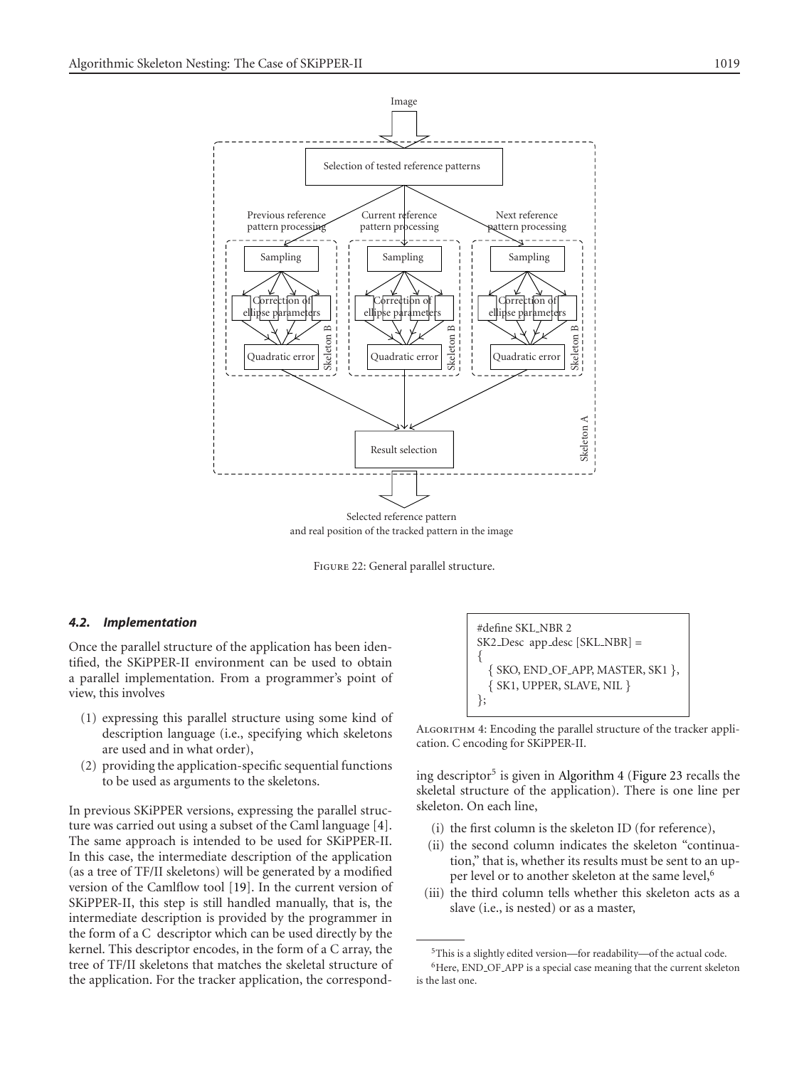Figure 22: General parallel structure.

#### 4.2. Implementation

Once the parallel structure of the application has been identified, the SKiPPER-II environment can be used to obtain a parallel implementation. From a programmer's point of view, this involves

1. expressing this parallel structure using some kind of description language (i.e., specifying which skeletons are used and in what order),
2. providing the application-specific sequential functions to be used as arguments to the skeletons.

In previous SKiPPER versions, expressing the parallel structure was carried out using a subset of the Caml language [4]. The same approach is intended to be used for SKiPPER-II. In this case, the intermediate description of the application (as a tree of TF/II skeletons) will be generated by a modified version of the Camlflow tool [19]. In the current version of SKiPPER-II, this step is still handled manually, that is, the intermediate description is provided by the programmer in the form of a C descriptor which can be used directly by the kernel. This descriptor encodes, in the form of a C array, the tree of TF/II skeletons that matches the skeletal structure of the application. For the tracker application, the corresponding descriptor[5] is given in Algorithm 4 (Figure 23 recalls the skeletal structure of the application). There is one line per skeleton. On each line,

```
#define SKL_NBR 2
SK2_Desc  app_desc [SKL_NBR] =
{
  { SKO, END_OF_APP, MASTER, SK1 },
  { SK1, UPPER, SLAVE, NIL }
};
```

Algorithm 4: Encoding the parallel structure of the tracker application. C encoding for SKiPPER-II.

(i) the first column is the skeleton ID (for reference),
(ii) the second column indicates the skeleton "continuation," that is, whether its results must be sent to an upper level or to another skeleton at the same level,[6]
(iii) the third column tells whether this skeleton acts as a slave (i.e., is nested) or as a master,

[5] This is a slightly edited version—for readability—of the actual code.

[6] Here, END_OF_APP is a special case meaning that the current skeleton is the last one.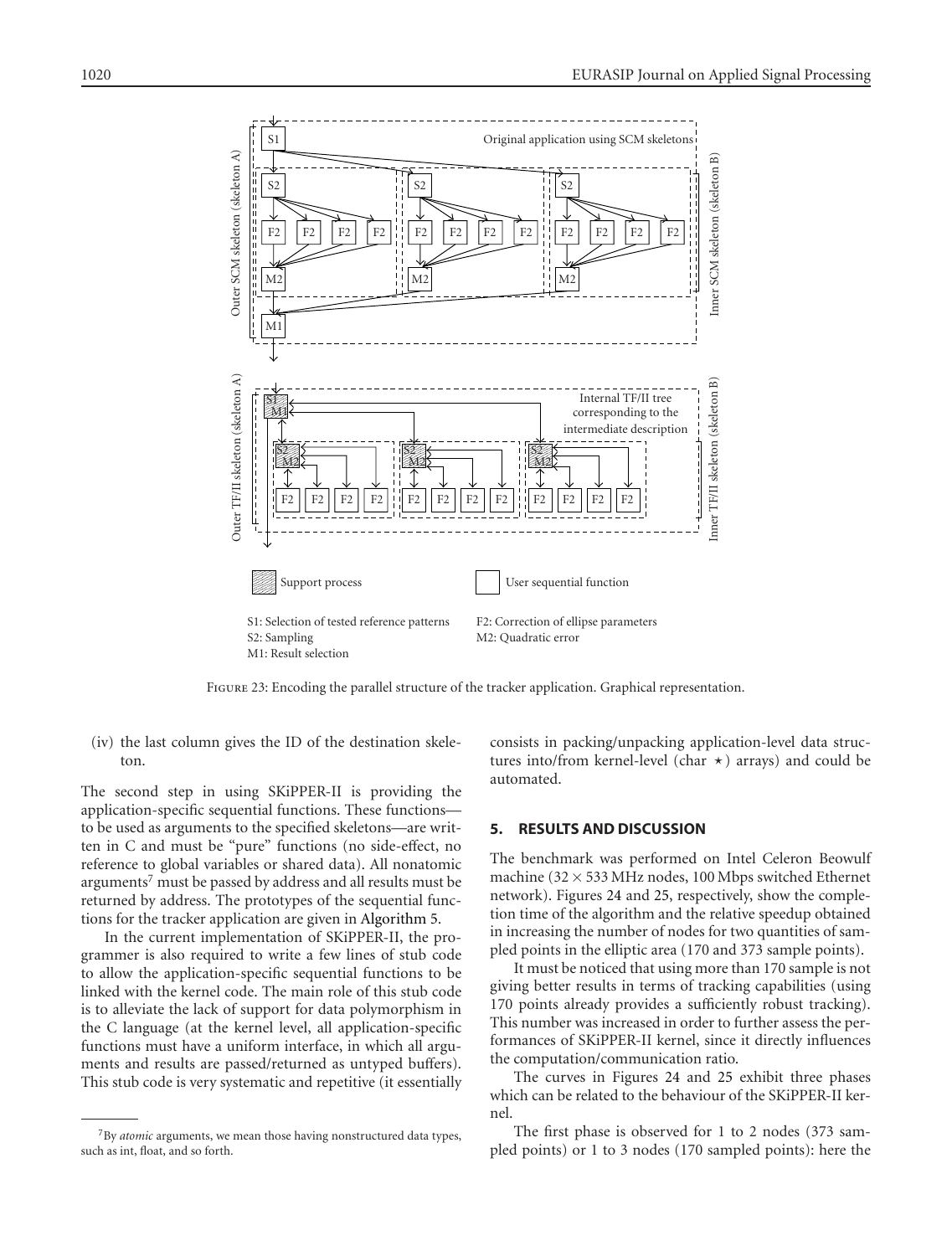Figure 23: Encoding the parallel structure of the tracker application. Graphical representation.

(iv) the last column gives the ID of the destination skeleton.

The second step in using SKiPPER-II is providing the application-specific sequential functions. These functions—to be used as arguments to the specified skeletons—are written in C and must be "pure" functions (no side-effect, no reference to global variables or shared data). All nonatomic arguments[7] must be passed by address and all results must be returned by address. The prototypes of the sequential functions for the tracker application are given in Algorithm 5.

In the current implementation of SKiPPER-II, the programmer is also required to write a few lines of stub code to allow the application-specific sequential functions to be linked with the kernel code. The main role of this stub code is to alleviate the lack of support for data polymorphism in the C language (at the kernel level, all application-specific functions must have a uniform interface, in which all arguments and results are passed/returned as untyped buffers). This stub code is very systematic and repetitive (it essentially consists in packing/unpacking application-level data structures into/from kernel-level (char ⋆) arrays) and could be automated.

[7] By *atomic* arguments, we mean those having nonstructured data types, such as int, float, and so forth.

## 5. RESULTS AND DISCUSSION

The benchmark was performed on Intel Celeron Beowulf machine ($32 \times 533$ MHz nodes, 100 Mbps switched Ethernet network). Figures 24 and 25, respectively, show the completion time of the algorithm and the relative speedup obtained in increasing the number of nodes for two quantities of sampled points in the elliptic area (170 and 373 sample points).

It must be noticed that using more than 170 sample is not giving better results in terms of tracking capabilities (using 170 points already provides a sufficiently robust tracking). This number was increased in order to further assess the performances of SKiPPER-II kernel, since it directly influences the computation/communication ratio.

The curves in Figures 24 and 25 exhibit three phases which can be related to the behaviour of the SKiPPER-II kernel.

The first phase is observed for 1 to 2 nodes (373 sampled points) or 1 to 3 nodes (170 sampled points): here the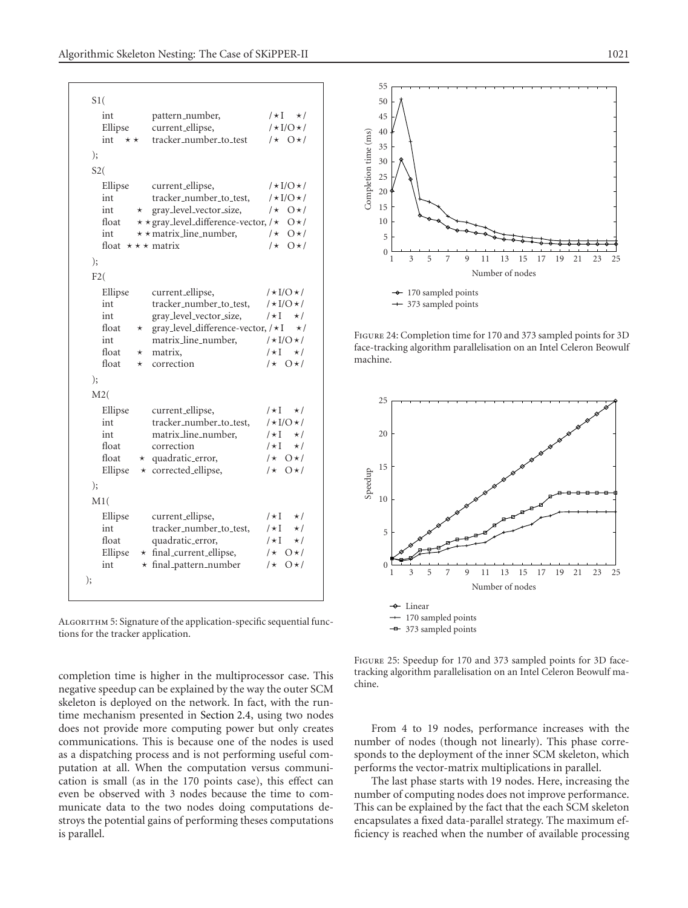```
S1(
    int          pattern_number,                   /*I    */
    Ellipse      current_ellipse,                  /*I/O*/
    int    **    tracker_number_to_test            /*  O*/
);
S2(
    Ellipse      current_ellipse,                  /*I/O*/
    int          tracker_number_to_test,           /*I/O*/
    int     *    gray_level_vector_size,           /*  O*/
    float   **   gray_level_difference-vector,     /*  O*/
    int     **   matrix_line_number,               /*  O*/
    float  ***   matrix                            /*  O*/
);
F2(
    Ellipse      current_ellipse,                  /*I/O*/
    int          tracker_number_to_test,           /*I/O*/
    int          gray_level_vector_size,           /*I    */
    float   *    gray_level_difference-vector,     /*I    */
    int          matrix_line_number,               /*I/O*/
    float   *    matrix,                           /*I    */
    float   *    correction                        /*  O*/
);
M2(
    Ellipse      current_ellipse,                  /*I    */
    int          tracker_number_to_test,           /*I/O*/
    int          matrix_line_number,               /*I    */
    float        correction                        /*I    */
    float   *    quadratic_error,                  /*  O*/
    Ellipse *    corrected_ellipse,                /*  O*/
);
M1(
    Ellipse      current_ellipse,                  /*I    */
    int          tracker_number_to_test,           /*I    */
    float        quadratic_error,                  /*I    */
    Ellipse *    final_current_ellipse,            /*  O*/
    int     *    final_pattern_number              /*  O*/
);
```

Algorithm 5: Signature of the application-specific sequential functions for the tracker application.

completion time is higher in the multiprocessor case. This negative speedup can be explained by the way the outer SCM skeleton is deployed on the network. In fact, with the runtime mechanism presented in Section 2.4, using two nodes does not provide more computing power but only creates communications. This is because one of the nodes is used as a dispatching process and is not performing useful computation at all. When the computation versus communication is small (as in the 170 points case), this effect can even be observed with 3 nodes because the time to communicate data to the two nodes doing computations destroys the potential gains of performing theses computations is parallel.

Figure 24: Completion time for 170 and 373 sampled points for 3D face-tracking algorithm parallelisation on an Intel Celeron Beowulf machine.

Figure 25: Speedup for 170 and 373 sampled points for 3D face-tracking algorithm parallelisation on an Intel Celeron Beowulf machine.

From 4 to 19 nodes, performance increases with the number of nodes (though not linearly). This phase corresponds to the deployment of the inner SCM skeleton, which performs the vector-matrix multiplications in parallel.

The last phase starts with 19 nodes. Here, increasing the number of computing nodes does not improve performance. This can be explained by the fact that the each SCM skeleton encapsulates a fixed data-parallel strategy. The maximum efficiency is reached when the number of available processing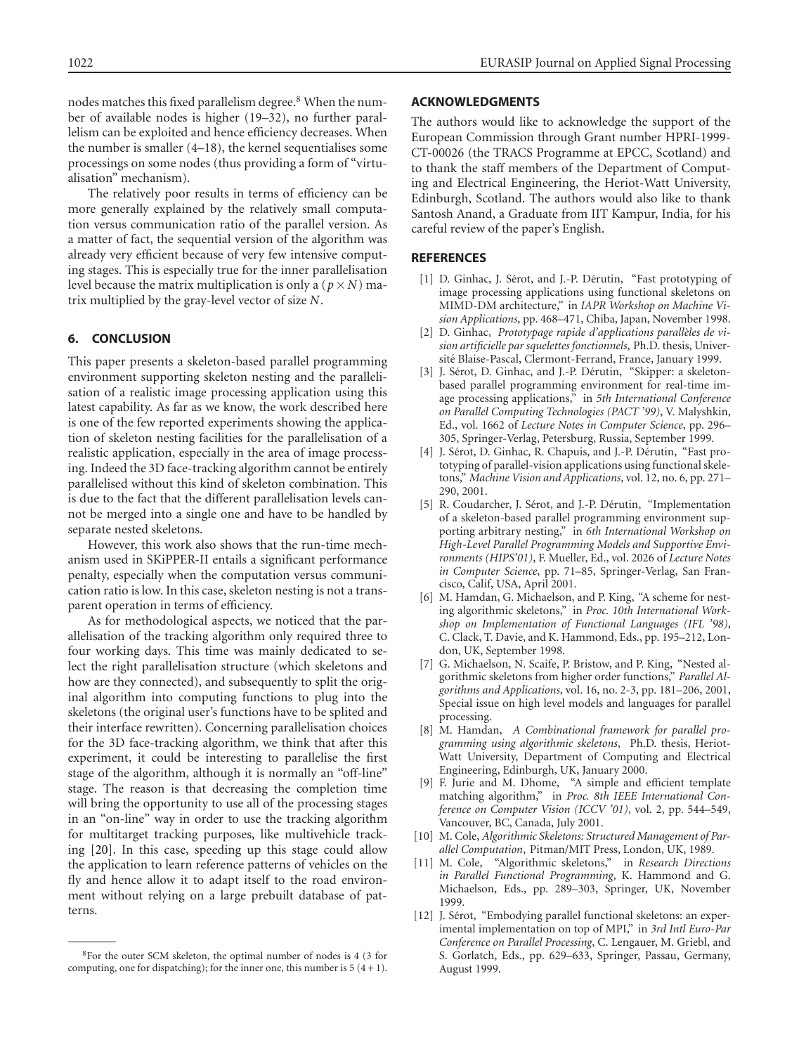nodes matches this fixed parallelism degree.[8] When the number of available nodes is higher (19–32), no further parallelism can be exploited and hence efficiency decreases. When the number is smaller (4–18), the kernel sequentialises some processings on some nodes (thus providing a form of "virtualisation" mechanism).

The relatively poor results in terms of efficiency can be more generally explained by the relatively small computation versus communication ratio of the parallel version. As a matter of fact, the sequential version of the algorithm was already very efficient because of very few intensive computing stages. This is especially true for the inner parallelisation level because the matrix multiplication is only a $(p \times N)$ matrix multiplied by the gray-level vector of size $N$.

## 6. CONCLUSION

This paper presents a skeleton-based parallel programming environment supporting skeleton nesting and the parallelisation of a realistic image processing application using this latest capability. As far as we know, the work described here is one of the few reported experiments showing the application of skeleton nesting facilities for the parallelisation of a realistic application, especially in the area of image processing. Indeed the 3D face-tracking algorithm cannot be entirely parallelised without this kind of skeleton combination. This is due to the fact that the different parallelisation levels cannot be merged into a single one and have to be handled by separate nested skeletons.

However, this work also shows that the run-time mechanism used in SKiPPER-II entails a significant performance penalty, especially when the computation versus communication ratio is low. In this case, skeleton nesting is not a transparent operation in terms of efficiency.

As for methodological aspects, we noticed that the parallelisation of the tracking algorithm only required three to four working days. This time was mainly dedicated to select the right parallelisation structure (which skeletons and how are they connected), and subsequently to split the original algorithm into computing functions to plug into the skeletons (the original user's functions have to be splited and their interface rewritten). Concerning parallelisation choices for the 3D face-tracking algorithm, we think that after this experiment, it could be interesting to parallelise the first stage of the algorithm, although it is normally an "off-line" stage. The reason is that decreasing the completion time will bring the opportunity to use all of the processing stages in an "on-line" way in order to use the tracking algorithm for multitarget tracking purposes, like multivehicle tracking [20]. In this case, speeding up this stage could allow the application to learn reference patterns of vehicles on the fly and hence allow it to adapt itself to the road environment without relying on a large prebuilt database of patterns.

[8]For the outer SCM skeleton, the optimal number of nodes is 4 (3 for computing, one for dispatching); for the inner one, this number is 5 (4 + 1).

## ACKNOWLEDGMENTS

The authors would like to acknowledge the support of the European Commission through Grant number HPRI-1999-CT-00026 (the TRACS Programme at EPCC, Scotland) and to thank the staff members of the Department of Computing and Electrical Engineering, the Heriot-Watt University, Edinburgh, Scotland. The authors would also like to thank Santosh Anand, a Graduate from IIT Kampur, India, for his careful review of the paper's English.

## REFERENCES

[1] D. Ginhac, J. Sérot, and J.-P. Dérutin, "Fast prototyping of image processing applications using functional skeletons on MIMD-DM architecture," in *IAPR Workshop on Machine Vision Applications*, pp. 468–471, Chiba, Japan, November 1998.

[2] D. Ginhac, *Prototypage rapide d'applications parallèles de vision artificielle par squelettes fonctionnels*, Ph.D. thesis, Université Blaise-Pascal, Clermont-Ferrand, France, January 1999.

[3] J. Sérot, D. Ginhac, and J.-P. Dérutin, "Skipper: a skeleton-based parallel programming environment for real-time image processing applications," in *5th International Conference on Parallel Computing Technologies (PACT '99)*, V. Malyshkin, Ed., vol. 1662 of *Lecture Notes in Computer Science*, pp. 296–305, Springer-Verlag, Petersburg, Russia, September 1999.

[4] J. Sérot, D. Ginhac, R. Chapuis, and J.-P. Dérutin, "Fast prototyping of parallel-vision applications using functional skeletons," *Machine Vision and Applications*, vol. 12, no. 6, pp. 271–290, 2001.

[5] R. Coudarcher, J. Sérot, and J.-P. Dérutin, "Implementation of a skeleton-based parallel programming environment supporting arbitrary nesting," in *6th International Workshop on High-Level Parallel Programming Models and Supportive Environments (HIPS'01)*, F. Mueller, Ed., vol. 2026 of *Lecture Notes in Computer Science*, pp. 71–85, Springer-Verlag, San Francisco, Calif, USA, April 2001.

[6] M. Hamdan, G. Michaelson, and P. King, "A scheme for nesting algorithmic skeletons," in *Proc. 10th International Workshop on Implementation of Functional Languages (IFL '98)*, C. Clack, T. Davie, and K. Hammond, Eds., pp. 195–212, London, UK, September 1998.

[7] G. Michaelson, N. Scaife, P. Bristow, and P. King, "Nested algorithmic skeletons from higher order functions," *Parallel Algorithms and Applications*, vol. 16, no. 2-3, pp. 181–206, 2001, Special issue on high level models and languages for parallel processing.

[8] M. Hamdan, *A Combinational framework for parallel programming using algorithmic skeletons*, Ph.D. thesis, Heriot-Watt University, Department of Computing and Electrical Engineering, Edinburgh, UK, January 2000.

[9] F. Jurie and M. Dhome, "A simple and efficient template matching algorithm," in *Proc. 8th IEEE International Conference on Computer Vision (ICCV '01)*, vol. 2, pp. 544–549, Vancouver, BC, Canada, July 2001.

[10] M. Cole, *Algorithmic Skeletons: Structured Management of Parallel Computation*, Pitman/MIT Press, London, UK, 1989.

[11] M. Cole, "Algorithmic skeletons," in *Research Directions in Parallel Functional Programming*, K. Hammond and G. Michaelson, Eds., pp. 289–303, Springer, UK, November 1999.

[12] J. Sérot, "Embodying parallel functional skeletons: an experimental implementation on top of MPI," in *3rd Intl Euro-Par Conference on Parallel Processing*, C. Lengauer, M. Griebl, and S. Gorlatch, Eds., pp. 629–633, Springer, Passau, Germany, August 1999.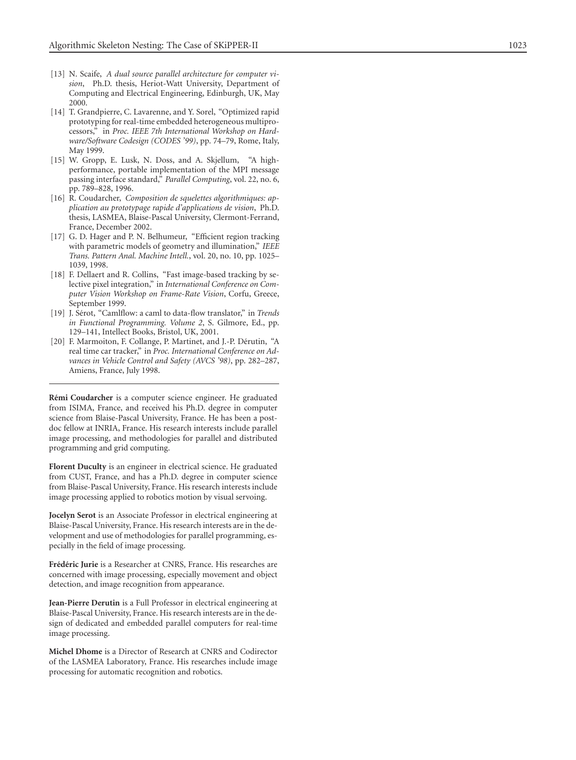[13] N. Scaife, *A dual source parallel architecture for computer vision*, Ph.D. thesis, Heriot-Watt University, Department of Computing and Electrical Engineering, Edinburgh, UK, May 2000.

[14] T. Grandpierre, C. Lavarenne, and Y. Sorel, "Optimized rapid prototyping for real-time embedded heterogeneous multiprocessors," in *Proc. IEEE 7th International Workshop on Hardware/Software Codesign (CODES '99)*, pp. 74–79, Rome, Italy, May 1999.

[15] W. Gropp, E. Lusk, N. Doss, and A. Skjellum, "A high-performance, portable implementation of the MPI message passing interface standard," *Parallel Computing*, vol. 22, no. 6, pp. 789–828, 1996.

[16] R. Coudarcher, *Composition de squelettes algorithmiques: application au prototypage rapide d'applications de vision*, Ph.D. thesis, LASMEA, Blaise-Pascal University, Clermont-Ferrand, France, December 2002.

[17] G. D. Hager and P. N. Belhumeur, "Efficient region tracking with parametric models of geometry and illumination," *IEEE Trans. Pattern Anal. Machine Intell.*, vol. 20, no. 10, pp. 1025–1039, 1998.

[18] F. Dellaert and R. Collins, "Fast image-based tracking by selective pixel integration," in *International Conference on Computer Vision Workshop on Frame-Rate Vision*, Corfu, Greece, September 1999.

[19] J. Sérot, "Camlflow: a caml to data-flow translator," in *Trends in Functional Programming. Volume 2*, S. Gilmore, Ed., pp. 129–141, Intellect Books, Bristol, UK, 2001.

[20] F. Marmoiton, F. Collange, P. Martinet, and J.-P. Dérutin, "A real time car tracker," in *Proc. International Conference on Advances in Vehicle Control and Safety (AVCS '98)*, pp. 282–287, Amiens, France, July 1998.

---

**Rémi Coudarcher** is a computer science engineer. He graduated from ISIMA, France, and received his Ph.D. degree in computer science from Blaise-Pascal University, France. He has been a postdoc fellow at INRIA, France. His research interests include parallel image processing, and methodologies for parallel and distributed programming and grid computing.

**Florent Duculty** is an engineer in electrical science. He graduated from CUST, France, and has a Ph.D. degree in computer science from Blaise-Pascal University, France. His research interests include image processing applied to robotics motion by visual servoing.

**Jocelyn Serot** is an Associate Professor in electrical engineering at Blaise-Pascal University, France. His research interests are in the development and use of methodologies for parallel programming, especially in the field of image processing.

**Frédéric Jurie** is a Researcher at CNRS, France. His researches are concerned with image processing, especially movement and object detection, and image recognition from appearance.

**Jean-Pierre Derutin** is a Full Professor in electrical engineering at Blaise-Pascal University, France. His research interests are in the design of dedicated and embedded parallel computers for real-time image processing.

**Michel Dhome** is a Director of Research at CNRS and Codirector of the LASMEA Laboratory, France. His researches include image processing for automatic recognition and robotics.